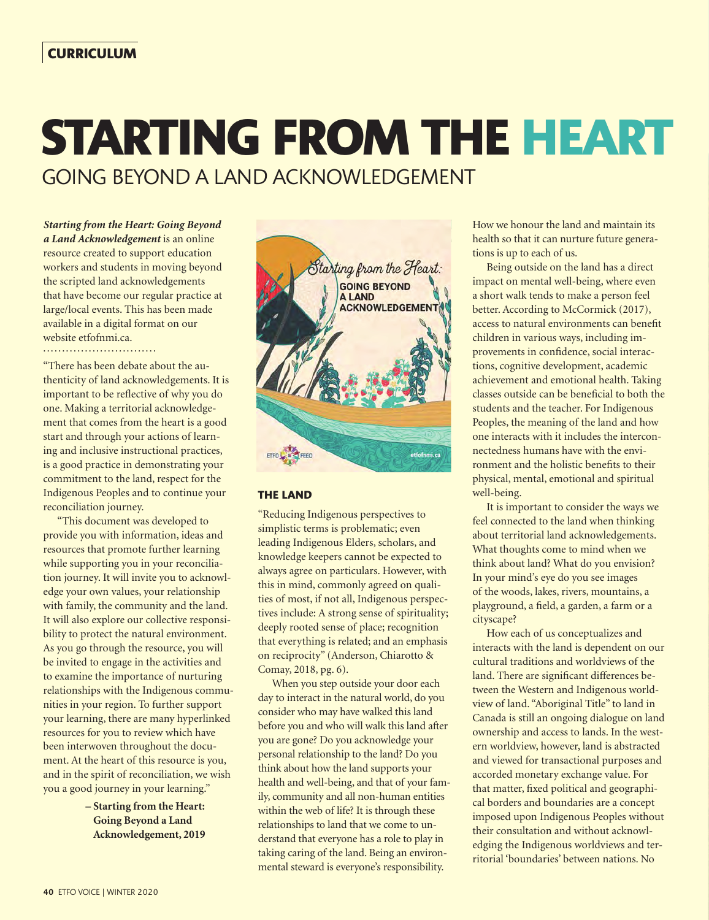**CURRICULUM**

# STARTING FROM THE HEART

## GOING BEYOND A LAND ACKNOWLEDGEMENT

***Starting from the Heart: Going Beyond a Land Acknowledgement*** is an online resource created to support education workers and students in moving beyond the scripted land acknowledgements that have become our regular practice at large/local events. This has been made available in a digital format on our website etfofnmi.ca.

"There has been debate about the authenticity of land acknowledgements. It is important to be reflective of why you do one. Making a territorial acknowledgement that comes from the heart is a good start and through your actions of learning and inclusive instructional practices, is a good practice in demonstrating your commitment to the land, respect for the Indigenous Peoples and to continue your reconciliation journey.

"This document was developed to provide you with information, ideas and resources that promote further learning while supporting you in your reconciliation journey. It will invite you to acknowledge your own values, your relationship with family, the community and the land. It will also explore our collective responsibility to protect the natural environment. As you go through the resource, you will be invited to engage in the activities and to examine the importance of nurturing relationships with the Indigenous communities in your region. To further support your learning, there are many hyperlinked resources for you to review which have been interwoven throughout the document. At the heart of this resource is you, and in the spirit of reconciliation, we wish you a good journey in your learning."

**– Starting from the Heart: Going Beyond a Land Acknowledgement, 2019**

### THE LAND

"Reducing Indigenous perspectives to simplistic terms is problematic; even leading Indigenous Elders, scholars, and knowledge keepers cannot be expected to always agree on particulars. However, with this in mind, commonly agreed on qualities of most, if not all, Indigenous perspectives include: A strong sense of spirituality; deeply rooted sense of place; recognition that everything is related; and an emphasis on reciprocity" (Anderson, Chiarotto & Comay, 2018, pg. 6).

When you step outside your door each day to interact in the natural world, do you consider who may have walked this land before you and who will walk this land after you are gone? Do you acknowledge your personal relationship to the land? Do you think about how the land supports your health and well-being, and that of your family, community and all non-human entities within the web of life? It is through these relationships to land that we come to understand that everyone has a role to play in taking caring of the land. Being an environmental steward is everyone's responsibility. How we honour the land and maintain its health so that it can nurture future generations is up to each of us.

Being outside on the land has a direct impact on mental well-being, where even a short walk tends to make a person feel better. According to McCormick (2017), access to natural environments can benefit children in various ways, including improvements in confidence, social interactions, cognitive development, academic achievement and emotional health. Taking classes outside can be beneficial to both the students and the teacher. For Indigenous Peoples, the meaning of the land and how one interacts with it includes the interconnectedness humans have with the environment and the holistic benefits to their physical, mental, emotional and spiritual well-being.

It is important to consider the ways we feel connected to the land when thinking about territorial land acknowledgements. What thoughts come to mind when we think about land? What do you envision? In your mind's eye do you see images of the woods, lakes, rivers, mountains, a playground, a field, a garden, a farm or a cityscape?

How each of us conceptualizes and interacts with the land is dependent on our cultural traditions and worldviews of the land. There are significant differences between the Western and Indigenous worldview of land. "Aboriginal Title" to land in Canada is still an ongoing dialogue on land ownership and access to lands. In the western worldview, however, land is abstracted and viewed for transactional purposes and accorded monetary exchange value. For that matter, fixed political and geographical borders and boundaries are a concept imposed upon Indigenous Peoples without their consultation and without acknowledging the Indigenous worldviews and territorial 'boundaries' between nations. No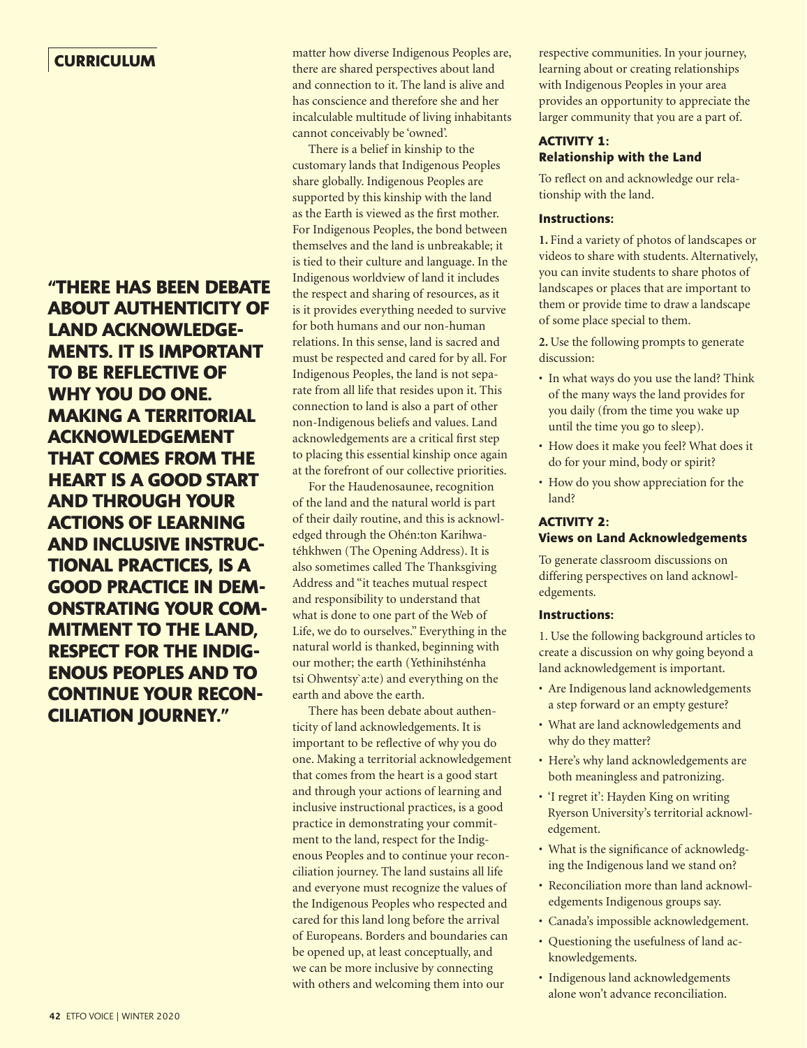matter how diverse Indigenous Peoples are, there are shared perspectives about land and connection to it. The land is alive and has conscience and therefore she and her incalculable multitude of living inhabitants cannot conceivably be 'owned'.

There is a belief in kinship to the customary lands that Indigenous Peoples share globally. Indigenous Peoples are supported by this kinship with the land as the Earth is viewed as the first mother. For Indigenous Peoples, the bond between themselves and the land is unbreakable; it is tied to their culture and language. In the Indigenous worldview of land it includes the respect and sharing of resources, as it is it provides everything needed to survive for both humans and our non-human relations. In this sense, land is sacred and must be respected and cared for by all. For Indigenous Peoples, the land is not separate from all life that resides upon it. This connection to land is also a part of other non-Indigenous beliefs and values. Land acknowledgements are a critical first step to placing this essential kinship once again at the forefront of our collective priorities.

For the Haudenosaunee, recognition of the land and the natural world is part of their daily routine, and this is acknowledged through the Ohén:ton Karihwatéhkhwen (The Opening Address). It is also sometimes called The Thanksgiving Address and "it teaches mutual respect and responsibility to understand that what is done to one part of the Web of Life, we do to ourselves." Everything in the natural world is thanked, beginning with our mother; the earth (Yethinihsténha tsi Ohwentsy`a:te) and everything on the earth and above the earth.

There has been debate about authenticity of land acknowledgements. It is important to be reflective of why you do one. Making a territorial acknowledgement that comes from the heart is a good start and through your actions of learning and inclusive instructional practices, is a good practice in demonstrating your commitment to the land, respect for the Indigenous Peoples and to continue your reconciliation journey. The land sustains all life and everyone must recognize the values of the Indigenous Peoples who respected and cared for this land long before the arrival of Europeans. Borders and boundaries can be opened up, at least conceptually, and we can be more inclusive by connecting with others and welcoming them into our respective communities. In your journey, learning about or creating relationships with Indigenous Peoples in your area provides an opportunity to appreciate the larger community that you are a part of.

**"THERE HAS BEEN DEBATE ABOUT AUTHENTICITY OF LAND ACKNOWLEDGEMENTS. IT IS IMPORTANT TO BE REFLECTIVE OF WHY YOU DO ONE. MAKING A TERRITORIAL ACKNOWLEDGEMENT THAT COMES FROM THE HEART IS A GOOD START AND THROUGH YOUR ACTIONS OF LEARNING AND INCLUSIVE INSTRUCTIONAL PRACTICES, IS A GOOD PRACTICE IN DEMONSTRATING YOUR COMMITMENT TO THE LAND, RESPECT FOR THE INDIGENOUS PEOPLES AND TO CONTINUE YOUR RECONCILIATION JOURNEY."**

### ACTIVITY 1: Relationship with the Land

To reflect on and acknowledge our relationship with the land.

**Instructions:**

**1.** Find a variety of photos of landscapes or videos to share with students. Alternatively, you can invite students to share photos of landscapes or places that are important to them or provide time to draw a landscape of some place special to them.

**2.** Use the following prompts to generate discussion:

- In what ways do you use the land? Think of the many ways the land provides for you daily (from the time you wake up until the time you go to sleep).
- How does it make you feel? What does it do for your mind, body or spirit?
- How do you show appreciation for the land?

### ACTIVITY 2: Views on Land Acknowledgements

To generate classroom discussions on differing perspectives on land acknowledgements.

**Instructions:**

1. Use the following background articles to create a discussion on why going beyond a land acknowledgement is important.

- Are Indigenous land acknowledgements a step forward or an empty gesture?
- What are land acknowledgements and why do they matter?
- Here's why land acknowledgements are both meaningless and patronizing.
- 'I regret it': Hayden King on writing Ryerson University's territorial acknowledgement.
- What is the significance of acknowledging the Indigenous land we stand on?
- Reconciliation more than land acknowledgements Indigenous groups say.
- Canada's impossible acknowledgement.
- Questioning the usefulness of land acknowledgements.
- Indigenous land acknowledgements alone won't advance reconciliation.